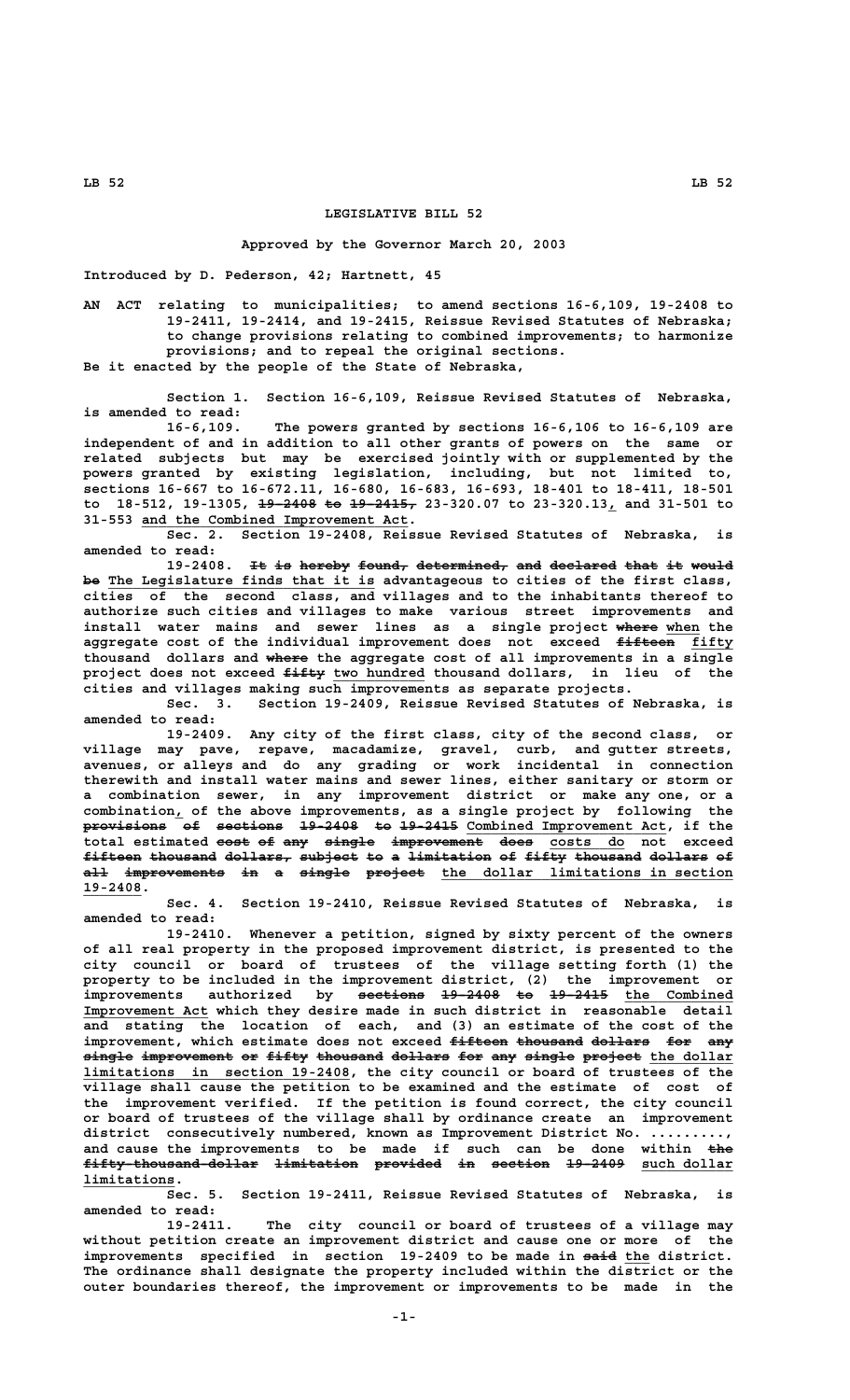# LEGISLATIVE BILL 52

**Approved by the Governor March 20, 2003**

**Introduced by D. Pederson, 42; Hartnett, 45**

AN ACT relating to municipalities; to amend sections 16-6,109, 19-2408 to 19-2411, 19-2414, and 19-2415, Reissue Revised Statutes of Nebraska; to change provisions relating to combined improvements; to harmonize provisions; and to repeal the original sections.

Be it enacted by the people of the State of Nebraska,

Section 1. Section 16-6,109, Reissue Revised Statutes of Nebraska, is amended to read:

16-6,109. The powers granted by sections 16-6,106 to 16-6,109 are independent of and in addition to all other grants of powers on the same or related subjects but may be exercised jointly with or supplemented by the powers granted by existing legislation, including, but not limited to, sections 16-667 to 16-672.11, 16-680, 16-683, 16-693, 18-401 to 18-411, 18-501 to 18-512, 19-1305, ~~19-2408 to 19-2415,~~ 23-320.07 to 23-320.13, and 31-501 to 31-553 and the Combined Improvement Act.

Sec. 2. Section 19-2408, Reissue Revised Statutes of Nebraska, is amended to read:

19-2408. ~~It is hereby found, determined, and declared that it would be~~ The Legislature finds that it is advantageous to cities of the first class, cities of the second class, and villages and to the inhabitants thereof to authorize such cities and villages to make various street improvements and install water mains and sewer lines as a single project ~~where~~ when the aggregate cost of the individual improvement does not exceed ~~fifteen~~ fifty thousand dollars and ~~where~~ the aggregate cost of all improvements in a single project does not exceed ~~fifty~~ two hundred thousand dollars, in lieu of the cities and villages making such improvements as separate projects.

Sec. 3. Section 19-2409, Reissue Revised Statutes of Nebraska, is amended to read:

19-2409. Any city of the first class, city of the second class, or village may pave, repave, macadamize, gravel, curb, and gutter streets, avenues, or alleys and do any grading or work incidental in connection therewith and install water mains and sewer lines, either sanitary or storm or a combination sewer, in any improvement district or make any one, or a combination, of the above improvements, as a single project by following the ~~provisions of sections 19-2408 to 19-2415~~ Combined Improvement Act, if the total estimated ~~cost of any single improvement does~~ costs do not exceed ~~fifteen thousand dollars, subject to a limitation of fifty thousand dollars of all improvements in a single project~~ the dollar limitations in section 19-2408.

Sec. 4. Section 19-2410, Reissue Revised Statutes of Nebraska, is amended to read:

19-2410. Whenever a petition, signed by sixty percent of the owners of all real property in the proposed improvement district, is presented to the city council or board of trustees of the village setting forth (1) the property to be included in the improvement district, (2) the improvement or improvements authorized by ~~sections 19-2408 to 19-2415~~ the Combined Improvement Act which they desire made in such district in reasonable detail and stating the location of each, and (3) an estimate of the cost of the improvement, which estimate does not exceed ~~fifteen thousand dollars for any single improvement or fifty thousand dollars for any single project~~ the dollar limitations in section 19-2408, the city council or board of trustees of the village shall cause the petition to be examined and the estimate of cost of the improvement verified. If the petition is found correct, the city council or board of trustees of the village shall by ordinance create an improvement district consecutively numbered, known as Improvement District No. .........., and cause the improvements to be made if such can be done within ~~the fifty-thousand-dollar limitation provided in section 19-2409~~ such dollar limitations.

Sec. 5. Section 19-2411, Reissue Revised Statutes of Nebraska, is amended to read:

19-2411. The city council or board of trustees of a village may without petition create an improvement district and cause one or more of the improvements specified in section 19-2409 to be made in ~~said~~ the district. The ordinance shall designate the property included within the district or the outer boundaries thereof, the improvement or improvements to be made in the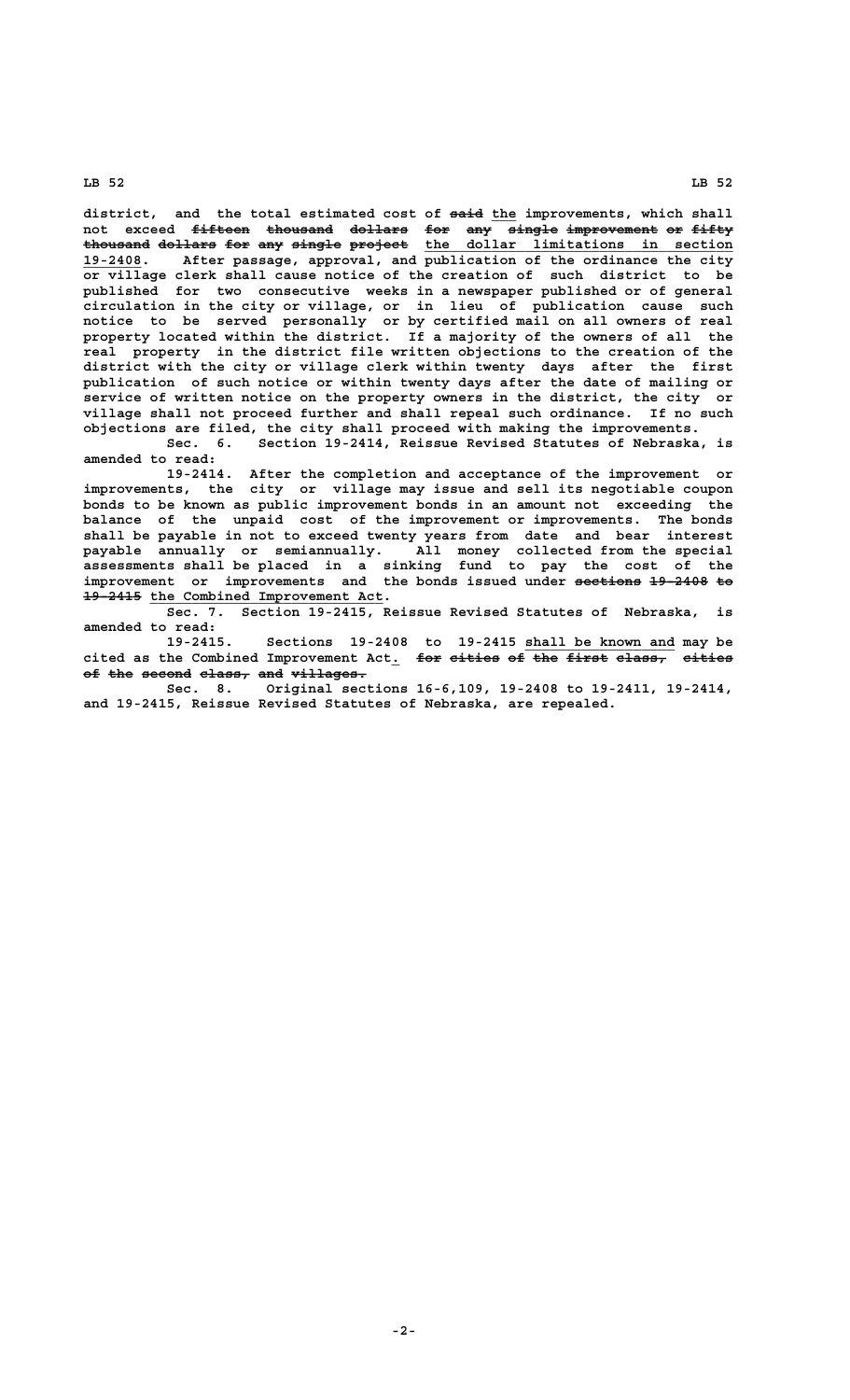district, and the total estimated cost of ~~said~~ the improvements, which shall not exceed ~~fifteen thousand dollars for any single improvement or fifty thousand dollars for any single project~~ the dollar limitations in section 19-2408. After passage, approval, and publication of the ordinance the city or village clerk shall cause notice of the creation of such district to be published for two consecutive weeks in a newspaper published or of general circulation in the city or village, or in lieu of publication cause such notice to be served personally or by certified mail on all owners of real property located within the district. If a majority of the owners of all the real property in the district file written objections to the creation of the district with the city or village clerk within twenty days after the first publication of such notice or within twenty days after the date of mailing or service of written notice on the property owners in the district, the city or village shall not proceed further and shall repeal such ordinance. If no such objections are filed, the city shall proceed with making the improvements.

Sec. 6. Section 19-2414, Reissue Revised Statutes of Nebraska, is amended to read:

19-2414. After the completion and acceptance of the improvement or improvements, the city or village may issue and sell its negotiable coupon bonds to be known as public improvement bonds in an amount not exceeding the balance of the unpaid cost of the improvement or improvements. The bonds shall be payable in not to exceed twenty years from date and bear interest payable annually or semiannually. All money collected from the special assessments shall be placed in a sinking fund to pay the cost of the improvement or improvements and the bonds issued under ~~sections 19-2408 to 19-2415~~ the Combined Improvement Act.

Sec. 7. Section 19-2415, Reissue Revised Statutes of Nebraska, is amended to read:

19-2415. Sections 19-2408 to 19-2415 shall be known and may be cited as the Combined Improvement Act. ~~for cities of the first class, cities of the second class, and villages.~~

Sec. 8. Original sections 16-6,109, 19-2408 to 19-2411, 19-2414, and 19-2415, Reissue Revised Statutes of Nebraska, are repealed.